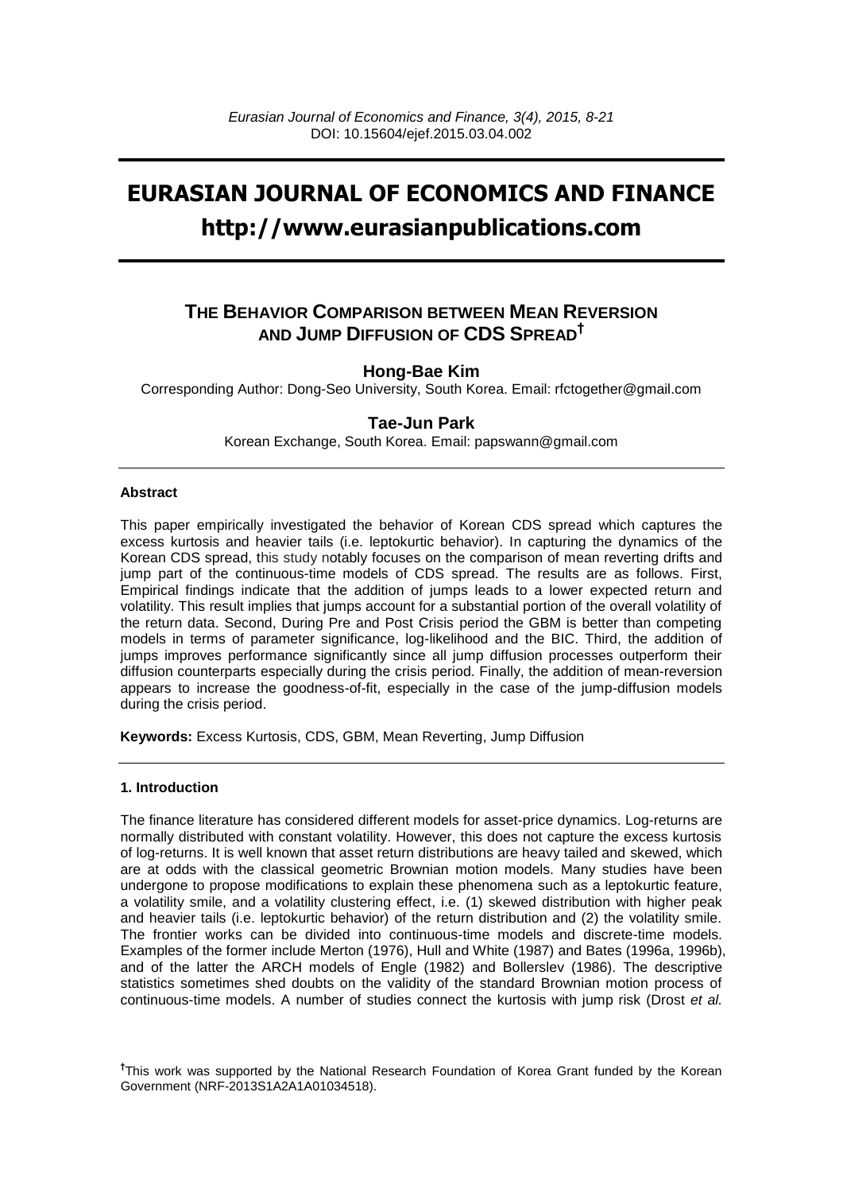# EURASIAN JOURNAL OF ECONOMICS AND FINANCE

## http://www.eurasianpublications.com

## THE BEHAVIOR COMPARISON BETWEEN MEAN REVERSION AND JUMP DIFFUSION OF CDS SPREAD†

**Hong-Bae Kim**

Corresponding Author: Dong-Seo University, South Korea. Email: rfctogether@gmail.com

**Tae-Jun Park**

Korean Exchange, South Korea. Email: papswann@gmail.com

---

### Abstract

This paper empirically investigated the behavior of Korean CDS spread which captures the excess kurtosis and heavier tails (i.e. leptokurtic behavior). In capturing the dynamics of the Korean CDS spread, this study notably focuses on the comparison of mean reverting drifts and jump part of the continuous-time models of CDS spread. The results are as follows. First, Empirical findings indicate that the addition of jumps leads to a lower expected return and volatility. This result implies that jumps account for a substantial portion of the overall volatility of the return data. Second, During Pre and Post Crisis period the GBM is better than competing models in terms of parameter significance, log-likelihood and the BIC. Third, the addition of jumps improves performance significantly since all jump diffusion processes outperform their diffusion counterparts especially during the crisis period. Finally, the addition of mean-reversion appears to increase the goodness-of-fit, especially in the case of the jump-diffusion models during the crisis period.

**Keywords:** Excess Kurtosis, CDS, GBM, Mean Reverting, Jump Diffusion

---

### 1. Introduction

The finance literature has considered different models for asset-price dynamics. Log-returns are normally distributed with constant volatility. However, this does not capture the excess kurtosis of log-returns. It is well known that asset return distributions are heavy tailed and skewed, which are at odds with the classical geometric Brownian motion models. Many studies have been undergone to propose modifications to explain these phenomena such as a leptokurtic feature, a volatility smile, and a volatility clustering effect, i.e. (1) skewed distribution with higher peak and heavier tails (i.e. leptokurtic behavior) of the return distribution and (2) the volatility smile. The frontier works can be divided into continuous-time models and discrete-time models. Examples of the former include Merton (1976), Hull and White (1987) and Bates (1996a, 1996b), and of the latter the ARCH models of Engle (1982) and Bollerslev (1986). The descriptive statistics sometimes shed doubts on the validity of the standard Brownian motion process of continuous-time models. A number of studies connect the kurtosis with jump risk (Drost *et al.*

---

†This work was supported by the National Research Foundation of Korea Grant funded by the Korean Government (NRF-2013S1A2A1A01034518).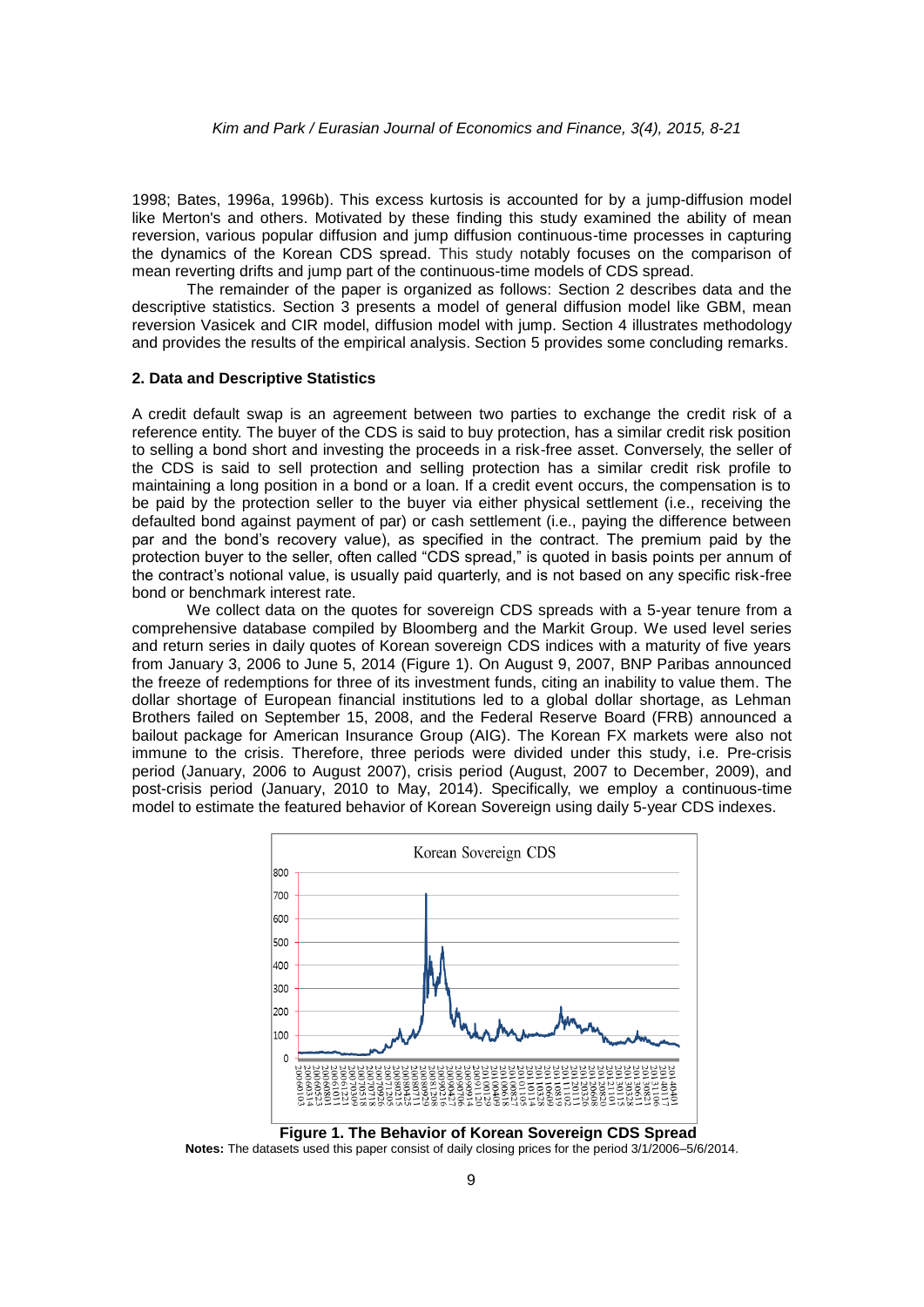1998; Bates, 1996a, 1996b). This excess kurtosis is accounted for by a jump-diffusion model like Merton's and others. Motivated by these finding this study examined the ability of mean reversion, various popular diffusion and jump diffusion continuous-time processes in capturing the dynamics of the Korean CDS spread. This study notably focuses on the comparison of mean reverting drifts and jump part of the continuous-time models of CDS spread.

The remainder of the paper is organized as follows: Section 2 describes data and the descriptive statistics. Section 3 presents a model of general diffusion model like GBM, mean reversion Vasicek and CIR model, diffusion model with jump. Section 4 illustrates methodology and provides the results of the empirical analysis. Section 5 provides some concluding remarks.

## 2. Data and Descriptive Statistics

A credit default swap is an agreement between two parties to exchange the credit risk of a reference entity. The buyer of the CDS is said to buy protection, has a similar credit risk position to selling a bond short and investing the proceeds in a risk-free asset. Conversely, the seller of the CDS is said to sell protection and selling protection has a similar credit risk profile to maintaining a long position in a bond or a loan. If a credit event occurs, the compensation is to be paid by the protection seller to the buyer via either physical settlement (i.e., receiving the defaulted bond against payment of par) or cash settlement (i.e., paying the difference between par and the bond's recovery value), as specified in the contract. The premium paid by the protection buyer to the seller, often called "CDS spread," is quoted in basis points per annum of the contract's notional value, is usually paid quarterly, and is not based on any specific risk-free bond or benchmark interest rate.

We collect data on the quotes for sovereign CDS spreads with a 5-year tenure from a comprehensive database compiled by Bloomberg and the Markit Group. We used level series and return series in daily quotes of Korean sovereign CDS indices with a maturity of five years from January 3, 2006 to June 5, 2014 (Figure 1). On August 9, 2007, BNP Paribas announced the freeze of redemptions for three of its investment funds, citing an inability to value them. The dollar shortage of European financial institutions led to a global dollar shortage, as Lehman Brothers failed on September 15, 2008, and the Federal Reserve Board (FRB) announced a bailout package for American Insurance Group (AIG). The Korean FX markets were also not immune to the crisis. Therefore, three periods were divided under this study, i.e. Pre-crisis period (January, 2006 to August 2007), crisis period (August, 2007 to December, 2009), and post-crisis period (January, 2010 to May, 2014). Specifically, we employ a continuous-time model to estimate the featured behavior of Korean Sovereign using daily 5-year CDS indexes.

**Figure 1. The Behavior of Korean Sovereign CDS Spread**

**Notes:** The datasets used this paper consist of daily closing prices for the period 3/1/2006–5/6/2014.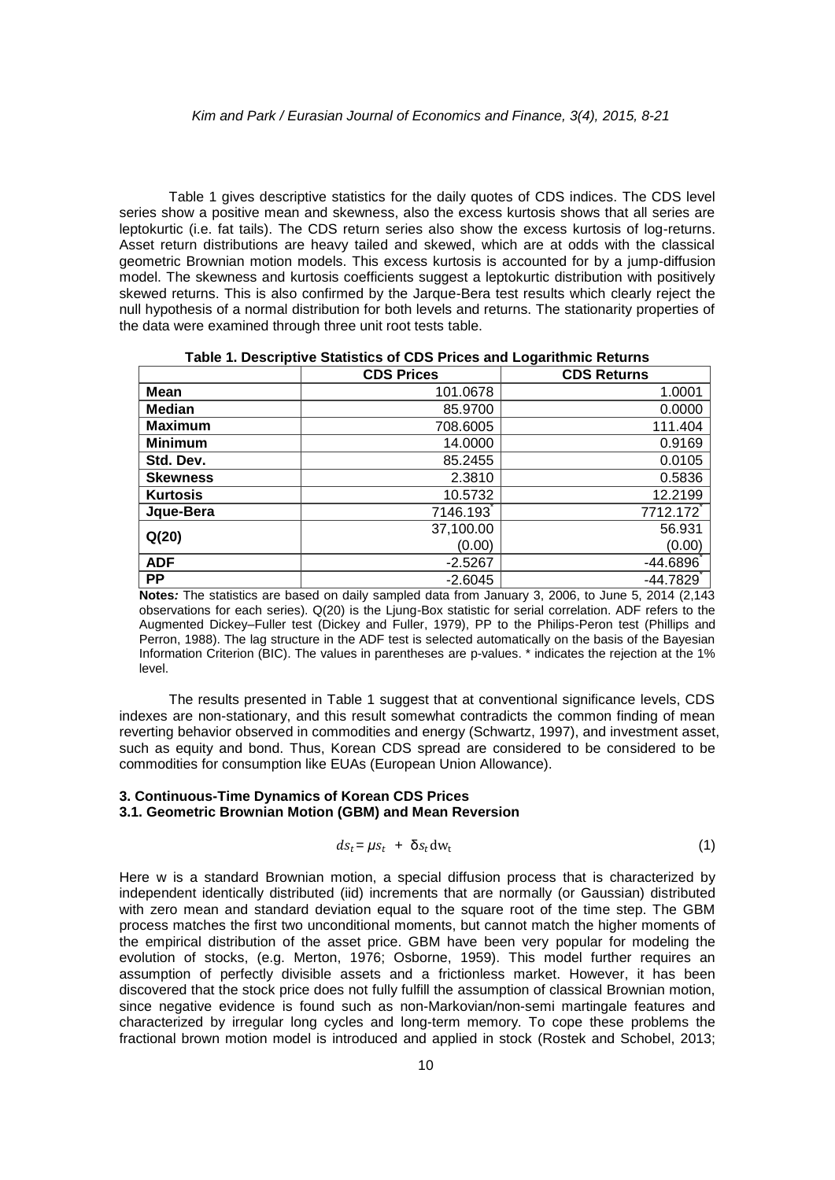Table 1 gives descriptive statistics for the daily quotes of CDS indices. The CDS level series show a positive mean and skewness, also the excess kurtosis shows that all series are leptokurtic (i.e. fat tails). The CDS return series also show the excess kurtosis of log-returns. Asset return distributions are heavy tailed and skewed, which are at odds with the classical geometric Brownian motion models. This excess kurtosis is accounted for by a jump-diffusion model. The skewness and kurtosis coefficients suggest a leptokurtic distribution with positively skewed returns. This is also confirmed by the Jarque-Bera test results which clearly reject the null hypothesis of a normal distribution for both levels and returns. The stationarity properties of the data were examined through three unit root tests table.

**Table 1. Descriptive Statistics of CDS Prices and Logarithmic Returns**

| | CDS Prices | CDS Returns |
|---|---|---|
| **Mean** | 101.0678 | 1.0001 |
| **Median** | 85.9700 | 0.0000 |
| **Maximum** | 708.6005 | 111.404 |
| **Minimum** | 14.0000 | 0.9169 |
| **Std. Dev.** | 85.2455 | 0.0105 |
| **Skewness** | 2.3810 | 0.5836 |
| **Kurtosis** | 10.5732 | 12.2199 |
| **Jque-Bera** | 7146.193* | 7712.172* |
| **Q(20)** | 37,100.00 | 56.931 |
| | (0.00) | (0.00) |
| **ADF** | -2.5267 | -44.6896* |
| **PP** | -2.6045 | -44.7829* |

**Notes:** The statistics are based on daily sampled data from January 3, 2006, to June 5, 2014 (2,143 observations for each series). Q(20) is the Ljung-Box statistic for serial correlation. ADF refers to the Augmented Dickey–Fuller test (Dickey and Fuller, 1979), PP to the Philips-Peron test (Phillips and Perron, 1988). The lag structure in the ADF test is selected automatically on the basis of the Bayesian Information Criterion (BIC). The values in parentheses are p-values. * indicates the rejection at the 1% level.

The results presented in Table 1 suggest that at conventional significance levels, CDS indexes are non-stationary, and this result somewhat contradicts the common finding of mean reverting behavior observed in commodities and energy (Schwartz, 1997), and investment asset, such as equity and bond. Thus, Korean CDS spread are considered to be considered to be commodities for consumption like EUAs (European Union Allowance).

## 3. Continuous-Time Dynamics of Korean CDS Prices

### 3.1. Geometric Brownian Motion (GBM) and Mean Reversion

$$ds_t = \mu s_t + \delta s_t dw_t \quad (1)$$

Here w is a standard Brownian motion, a special diffusion process that is characterized by independent identically distributed (iid) increments that are normally (or Gaussian) distributed with zero mean and standard deviation equal to the square root of the time step. The GBM process matches the first two unconditional moments, but cannot match the higher moments of the empirical distribution of the asset price. GBM have been very popular for modeling the evolution of stocks, (e.g. Merton, 1976; Osborne, 1959). This model further requires an assumption of perfectly divisible assets and a frictionless market. However, it has been discovered that the stock price does not fully fulfill the assumption of classical Brownian motion, since negative evidence is found such as non-Markovian/non-semi martingale features and characterized by irregular long cycles and long-term memory. To cope these problems the fractional brown motion model is introduced and applied in stock (Rostek and Schobel, 2013;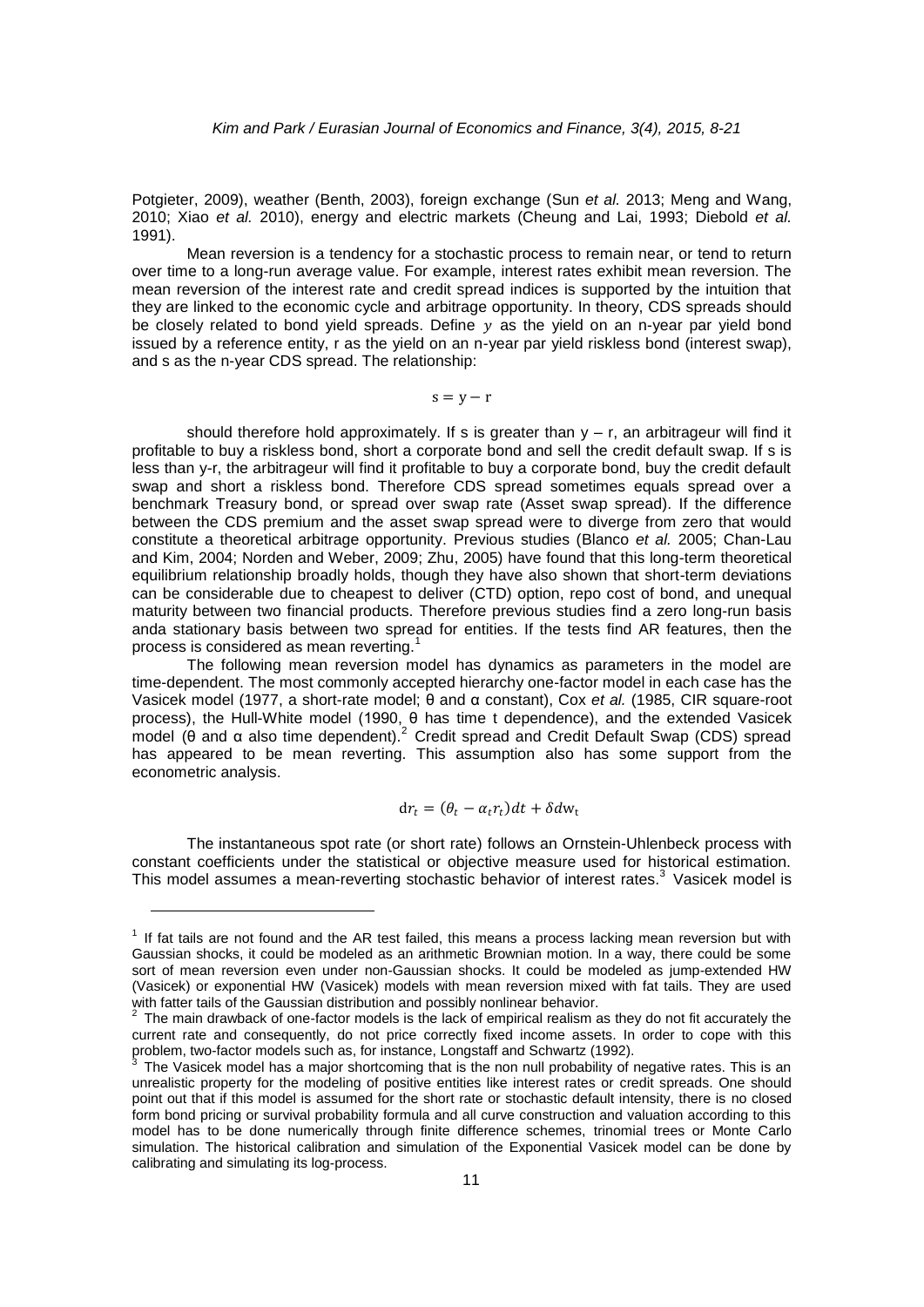Potgieter, 2009), weather (Benth, 2003), foreign exchange (Sun *et al.* 2013; Meng and Wang, 2010; Xiao *et al.* 2010), energy and electric markets (Cheung and Lai, 1993; Diebold *et al.* 1991).

Mean reversion is a tendency for a stochastic process to remain near, or tend to return over time to a long-run average value. For example, interest rates exhibit mean reversion. The mean reversion of the interest rate and credit spread indices is supported by the intuition that they are linked to the economic cycle and arbitrage opportunity. In theory, CDS spreads should be closely related to bond yield spreads. Define $y$ as the yield on an n-year par yield bond issued by a reference entity, r as the yield on an n-year par yield riskless bond (interest swap), and s as the n-year CDS spread. The relationship:

$$s = y - r$$

should therefore hold approximately. If s is greater than $y - r$, an arbitrageur will find it profitable to buy a riskless bond, short a corporate bond and sell the credit default swap. If s is less than y-r, the arbitrageur will find it profitable to buy a corporate bond, buy the credit default swap and short a riskless bond. Therefore CDS spread sometimes equals spread over a benchmark Treasury bond, or spread over swap rate (Asset swap spread). If the difference between the CDS premium and the asset swap spread were to diverge from zero that would constitute a theoretical arbitrage opportunity. Previous studies (Blanco *et al.* 2005; Chan-Lau and Kim, 2004; Norden and Weber, 2009; Zhu, 2005) have found that this long-term theoretical equilibrium relationship broadly holds, though they have also shown that short-term deviations can be considerable due to cheapest to deliver (CTD) option, repo cost of bond, and unequal maturity between two financial products. Therefore previous studies find a zero long-run basis anda stationary basis between two spread for entities. If the tests find AR features, then the process is considered as mean reverting.[1]

The following mean reversion model has dynamics as parameters in the model are time-dependent. The most commonly accepted hierarchy one-factor model in each case has the Vasicek model (1977, a short-rate model; θ and α constant), Cox *et al.* (1985, CIR square-root process), the Hull-White model (1990, θ has time t dependence), and the extended Vasicek model (θ and α also time dependent).[2] Credit spread and Credit Default Swap (CDS) spread has appeared to be mean reverting. This assumption also has some support from the econometric analysis.

$$dr_t = (\theta_t - \alpha_t r_t)dt + \delta dw_t$$

The instantaneous spot rate (or short rate) follows an Ornstein-Uhlenbeck process with constant coefficients under the statistical or objective measure used for historical estimation. This model assumes a mean-reverting stochastic behavior of interest rates.[3] Vasicek model is

---

[1] If fat tails are not found and the AR test failed, this means a process lacking mean reversion but with Gaussian shocks, it could be modeled as an arithmetic Brownian motion. In a way, there could be some sort of mean reversion even under non-Gaussian shocks. It could be modeled as jump-extended HW (Vasicek) or exponential HW (Vasicek) models with mean reversion mixed with fat tails. They are used with fatter tails of the Gaussian distribution and possibly nonlinear behavior.

[2] The main drawback of one-factor models is the lack of empirical realism as they do not fit accurately the current rate and consequently, do not price correctly fixed income assets. In order to cope with this problem, two-factor models such as, for instance, Longstaff and Schwartz (1992).

[3] The Vasicek model has a major shortcoming that is the non null probability of negative rates. This is an unrealistic property for the modeling of positive entities like interest rates or credit spreads. One should point out that if this model is assumed for the short rate or stochastic default intensity, there is no closed form bond pricing or survival probability formula and all curve construction and valuation according to this model has to be done numerically through finite difference schemes, trinomial trees or Monte Carlo simulation. The historical calibration and simulation of the Exponential Vasicek model can be done by calibrating and simulating its log-process.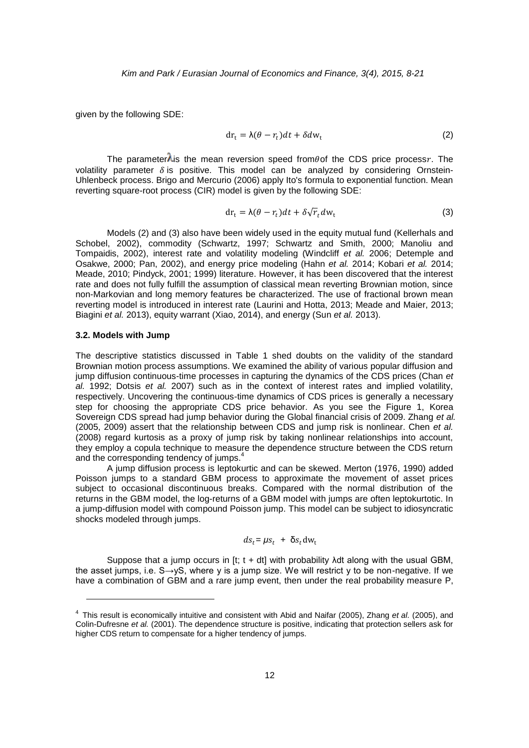given by the following SDE:

$$\mathrm{dr_t} = \lambda(\theta - r_t)dt + \delta d\mathrm{w_t} \tag{2}$$

The parameter $\lambda$ is the mean reversion speed from $\theta$ of the CDS price process $r$. The volatility parameter $\delta$ is positive. This model can be analyzed by considering Ornstein-Uhlenbeck process. Brigo and Mercurio (2006) apply Ito's formula to exponential function. Mean reverting square-root process (CIR) model is given by the following SDE:

$$\mathrm{dr_t} = \lambda(\theta - r_t)dt + \delta\sqrt{r_t}d\mathrm{w_t} \tag{3}$$

Models (2) and (3) also have been widely used in the equity mutual fund (Kellerhals and Schobel, 2002), commodity (Schwartz, 1997; Schwartz and Smith, 2000; Manoliu and Tompaidis, 2002), interest rate and volatility modeling (Windcliff *et al.* 2006; Detemple and Osakwe, 2000; Pan, 2002), and energy price modeling (Hahn *et al.* 2014; Kobari *et al.* 2014; Meade, 2010; Pindyck, 2001; 1999) literature. However, it has been discovered that the interest rate and does not fully fulfill the assumption of classical mean reverting Brownian motion, since non-Markovian and long memory features be characterized. The use of fractional brown mean reverting model is introduced in interest rate (Laurini and Hotta, 2013; Meade and Maier, 2013; Biagini *et al.* 2013), equity warrant (Xiao, 2014), and energy (Sun *et al.* 2013).

### 3.2. Models with Jump

The descriptive statistics discussed in Table 1 shed doubts on the validity of the standard Brownian motion process assumptions. We examined the ability of various popular diffusion and jump diffusion continuous-time processes in capturing the dynamics of the CDS prices (Chan *et al.* 1992; Dotsis *et al.* 2007) such as in the context of interest rates and implied volatility, respectively. Uncovering the continuous-time dynamics of CDS prices is generally a necessary step for choosing the appropriate CDS price behavior. As you see the Figure 1, Korea Sovereign CDS spread had jump behavior during the Global financial crisis of 2009. Zhang *et al.* (2005, 2009) assert that the relationship between CDS and jump risk is nonlinear. Chen *et al.* (2008) regard kurtosis as a proxy of jump risk by taking nonlinear relationships into account, they employ a copula technique to measure the dependence structure between the CDS return and the corresponding tendency of jumps.[4]

A jump diffusion process is leptokurtic and can be skewed. Merton (1976, 1990) added Poisson jumps to a standard GBM process to approximate the movement of asset prices subject to occasional discontinuous breaks. Compared with the normal distribution of the returns in the GBM model, the log-returns of a GBM model with jumps are often leptokurtotic. In a jump-diffusion model with compound Poisson jump. This model can be subject to idiosyncratic shocks modeled through jumps.

$$ds_t = \mu s_t + \delta s_t d\mathrm{w_t}$$

Suppose that a jump occurs in [t; t + dt] with probability $\lambda$dt along with the usual GBM, the asset jumps, i.e. $S \rightarrow yS$, where y is a jump size. We will restrict y to be non-negative. If we have a combination of GBM and a rare jump event, then under the real probability measure P,

[4] This result is economically intuitive and consistent with Abid and Naifar (2005), Zhang *et al.* (2005), and Colin-Dufresne *et al.* (2001). The dependence structure is positive, indicating that protection sellers ask for higher CDS return to compensate for a higher tendency of jumps.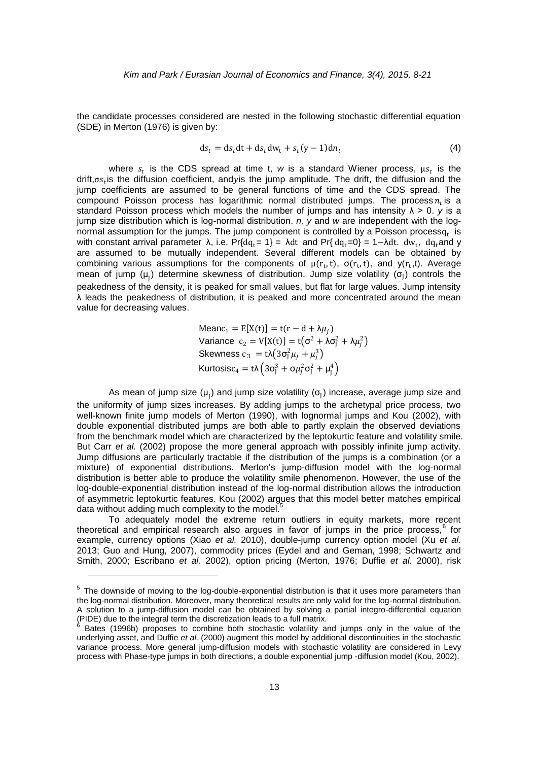the candidate processes considered are nested in the following stochastic differential equation (SDE) in Merton (1976) is given by:

$$ds_t = ds_t dt + ds_t dw_t + s_t(y - 1)dn_t \tag{4}$$

where $s_t$ is the CDS spread at time t, *w* is a standard Wiener process, $\mu s_t$ is the drift,$\sigma s_t$ is the diffusion coefficient, and*y*is the jump amplitude. The drift, the diffusion and the jump coefficients are assumed to be general functions of time and the CDS spread. The compound Poisson process has logarithmic normal distributed jumps. The process $n_t$ is a standard Poisson process which models the number of jumps and has intensity $\lambda > 0$. *y* is a jump size distribution which is log-normal distribution. *n, y* and *w* are independent with the log-normal assumption for the jumps. The jump component is controlled by a Poisson process$q_t$ is with constant arrival parameter $\lambda$, i.e. $\Pr\{dq_t = 1\} = \lambda dt$ and $\Pr\{dq_t = 0\} = 1 - \lambda dt$. $dw_t$, $dq_t$and y are assumed to be mutually independent. Several different models can be obtained by combining various assumptions for the components of $\mu(r_t, t)$, $\sigma(r_t, t)$, and $y(r_t, t)$. Average mean of jump ($\mu_j$) determine skewness of distribution. Jump size volatility ($\sigma_j$) controls the peakedness of the density, it is peaked for small values, but flat for large values. Jump intensity $\lambda$ leads the peakedness of distribution, it is peaked and more concentrated around the mean value for decreasing values.

$$\begin{aligned}
&\text{Mean}\, c_1 = E[X(t)] = t(r - d + \lambda\mu_j) \\
&\text{Variance}\;\; c_2 = V[X(t)] = t(\sigma^2 + \lambda\sigma_j^2 + \lambda\mu_j^2) \\
&\text{Skewness}\; c_3 = t\lambda(3\sigma_j^2\mu_j + \mu_j^3) \\
&\text{Kurtosis}\, c_4 = t\lambda\left(3\sigma_j^3 + \sigma\mu_j^2\sigma_j^2 + \mu_j^4\right)
\end{aligned}$$

As mean of jump size ($\mu_j$) and jump size volatility ($\sigma_j$) increase, average jump size and the uniformity of jump sizes increases. By adding jumps to the archetypal price process, two well-known finite jump models of Merton (1990), with lognormal jumps and Kou (2002), with double exponential distributed jumps are both able to partly explain the observed deviations from the benchmark model which are characterized by the leptokurtic feature and volatility smile. But Carr *et al.* (2002) propose the more general approach with possibly infinite jump activity. Jump diffusions are particularly tractable if the distribution of the jumps is a combination (or a mixture) of exponential distributions. Merton's jump-diffusion model with the log-normal distribution is better able to produce the volatility smile phenomenon. However, the use of the log-double-exponential distribution instead of the log-normal distribution allows the introduction of asymmetric leptokurtic features. Kou (2002) argues that this model better matches empirical data without adding much complexity to the model.[5]

To adequately model the extreme return outliers in equity markets, more recent theoretical and empirical research also argues in favor of jumps in the price process,[6] for example, currency options (Xiao *et al.* 2010), double-jump currency option model (Xu *et al.* 2013; Guo and Hung, 2007), commodity prices (Eydel and and Geman, 1998; Schwartz and Smith, 2000; Escribano *et al.* 2002), option pricing (Merton, 1976; Duffie *et al.* 2000), risk

---

[5] The downside of moving to the log-double-exponential distribution is that it uses more parameters than the log-normal distribution. Moreover, many theoretical results are only valid for the log-normal distribution. A solution to a jump-diffusion model can be obtained by solving a partial integro-differential equation (PIDE) due to the integral term the discretization leads to a full matrix.

[6] Bates (1996b) proposes to combine both stochastic volatility and jumps only in the value of the underlying asset, and Duffie *et al.* (2000) augment this model by additional discontinuities in the stochastic variance process. More general jump-diffusion models with stochastic volatility are considered in Levy process with Phase-type jumps in both directions, a double exponential jump -diffusion model (Kou, 2002).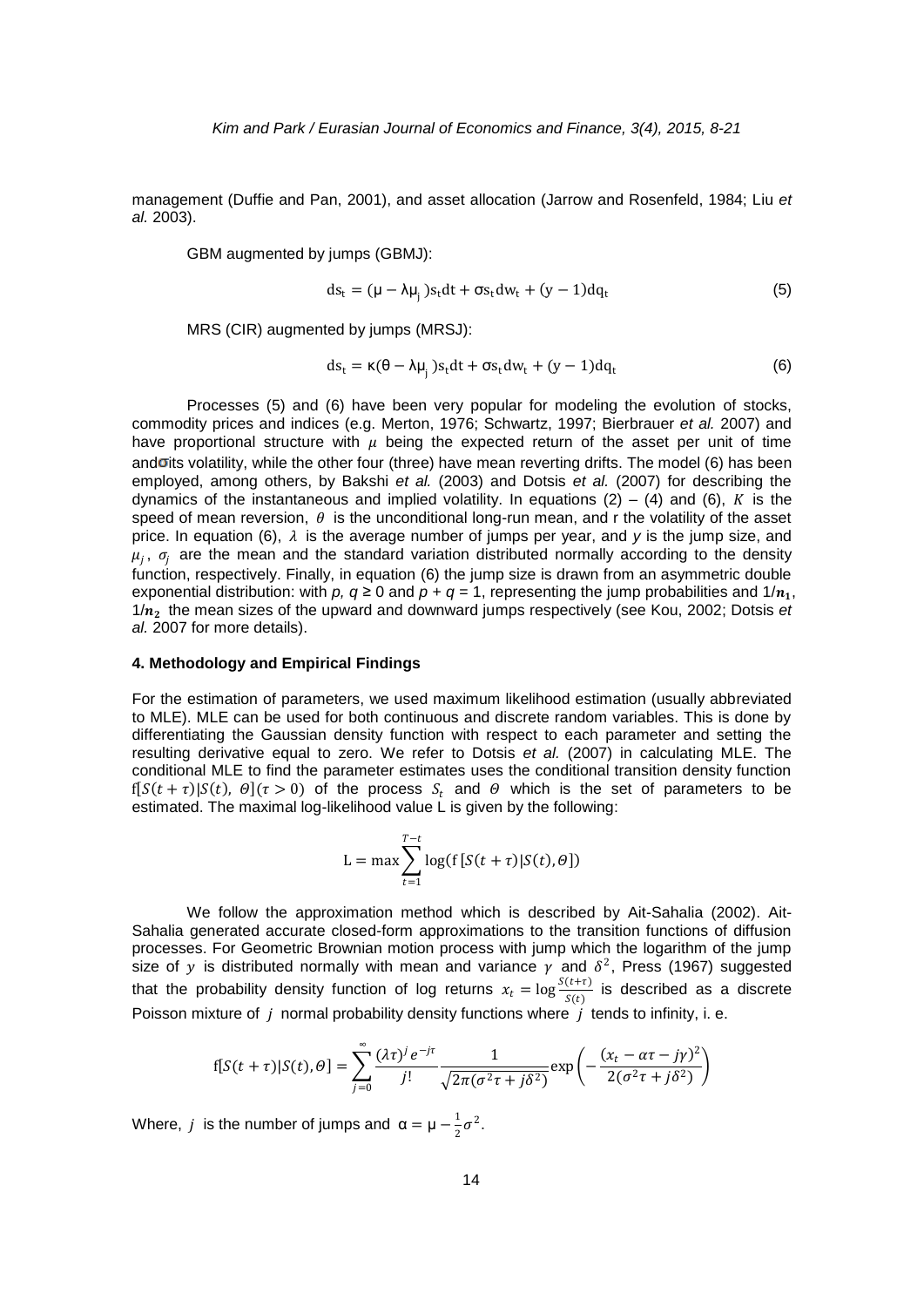management (Duffie and Pan, 2001), and asset allocation (Jarrow and Rosenfeld, 1984; Liu *et al.* 2003).

GBM augmented by jumps (GBMJ):

$$ds_t = (\mu - \lambda\mu_j)s_t dt + \sigma s_t dw_t + (y-1)dq_t \tag{5}$$

MRS (CIR) augmented by jumps (MRSJ):

$$ds_t = \kappa(\theta - \lambda\mu_j)s_t dt + \sigma s_t dw_t + (y-1)dq_t \tag{6}$$

Processes (5) and (6) have been very popular for modeling the evolution of stocks, commodity prices and indices (e.g. Merton, 1976; Schwartz, 1997; Bierbrauer *et al.* 2007) and have proportional structure with $\mu$ being the expected return of the asset per unit of time and $\sigma$ its volatility, while the other four (three) have mean reverting drifts. The model (6) has been employed, among others, by Bakshi *et al.* (2003) and Dotsis *et al.* (2007) for describing the dynamics of the instantaneous and implied volatility. In equations (2) – (4) and (6), $K$ is the speed of mean reversion, $\theta$ is the unconditional long-run mean, and r the volatility of the asset price. In equation (6), $\lambda$ is the average number of jumps per year, and $y$ is the jump size, and $\mu_j$, $\sigma_j$ are the mean and the standard variation distributed normally according to the density function, respectively. Finally, in equation (6) the jump size is drawn from an asymmetric double exponential distribution: with $p, q \geq 0$ and $p + q = 1$, representing the jump probabilities and $1/n_1$, $1/n_2$ the mean sizes of the upward and downward jumps respectively (see Kou, 2002; Dotsis *et al.* 2007 for more details).

## 4. Methodology and Empirical Findings

For the estimation of parameters, we used maximum likelihood estimation (usually abbreviated to MLE). MLE can be used for both continuous and discrete random variables. This is done by differentiating the Gaussian density function with respect to each parameter and setting the resulting derivative equal to zero. We refer to Dotsis *et al.* (2007) in calculating MLE. The conditional MLE to find the parameter estimates uses the conditional transition density function $f[S(t+\tau)|S(t), \Theta](\tau > 0)$ of the process $S_t$ and $\Theta$ which is the set of parameters to be estimated. The maximal log-likelihood value L is given by the following:

$$L = \max \sum_{t=1}^{T-t} \log(f[S(t+\tau)|S(t), \Theta])$$

We follow the approximation method which is described by Ait-Sahalia (2002). Ait-Sahalia generated accurate closed-form approximations to the transition functions of diffusion processes. For Geometric Brownian motion process with jump which the logarithm of the jump size of $y$ is distributed normally with mean and variance $\gamma$ and $\delta^2$, Press (1967) suggested that the probability density function of log returns $x_t = \log \frac{S(t+\tau)}{S(t)}$ is described as a discrete Poisson mixture of $j$ normal probability density functions where $j$ tends to infinity, i. e.

$$f[S(t+\tau)|S(t), \Theta] = \sum_{j=0}^{\infty} \frac{(\lambda\tau)^j e^{-j\tau}}{j!} \frac{1}{\sqrt{2\pi(\sigma^2\tau + j\delta^2)}} \exp\left(-\frac{(x_t - \alpha\tau - j\gamma)^2}{2(\sigma^2\tau + j\delta^2)}\right)$$

Where, $j$ is the number of jumps and $\alpha = \mu - \frac{1}{2}\sigma^2$.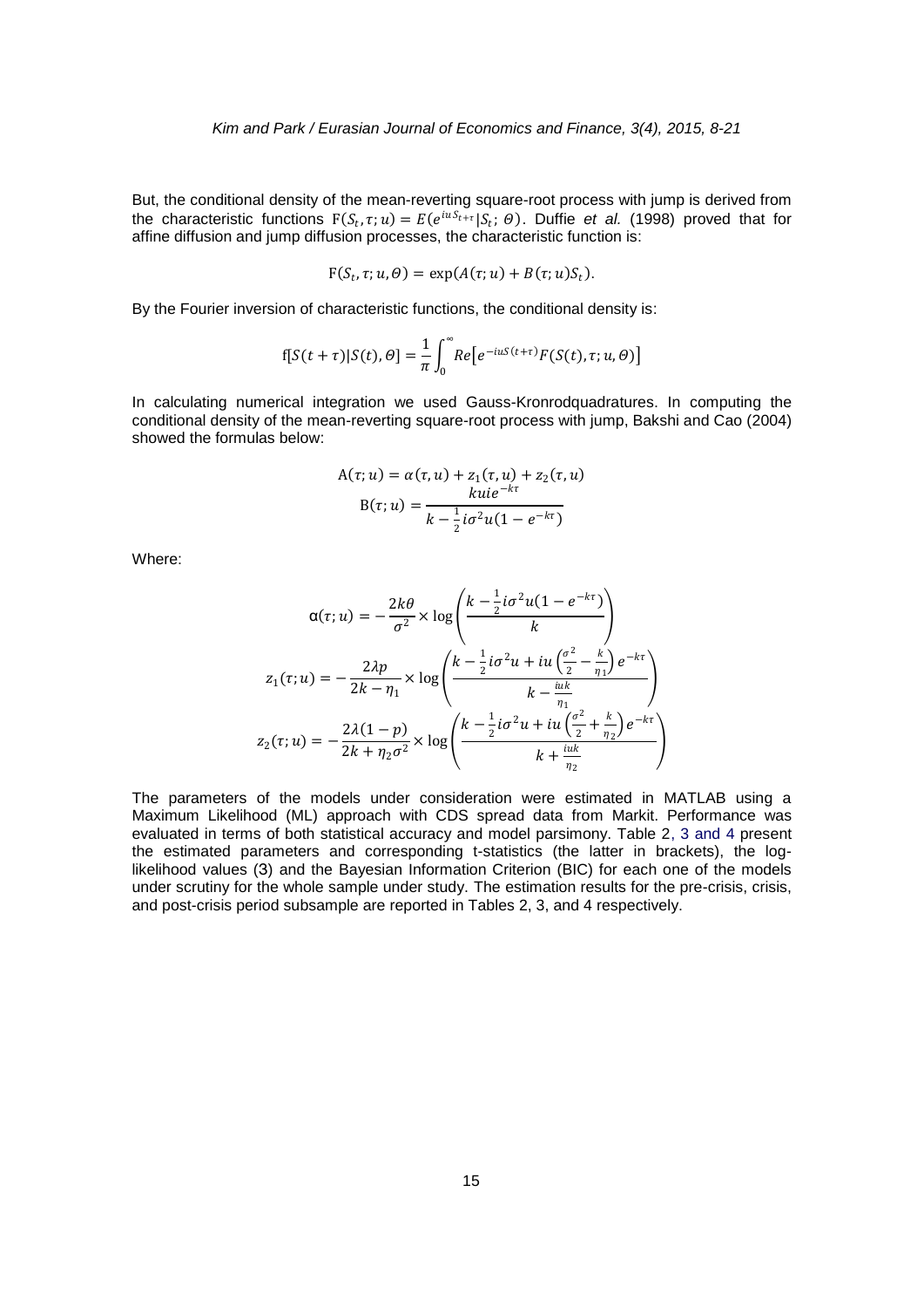But, the conditional density of the mean-reverting square-root process with jump is derived from the characteristic functions $F(S_t, \tau; u) = E(e^{iuS_{t+\tau}}|S_t; \Theta)$. Duffie *et al.* (1998) proved that for affine diffusion and jump diffusion processes, the characteristic function is:

$$F(S_t, \tau; u, \Theta) = \exp(A(\tau; u) + B(\tau; u)S_t).$$

By the Fourier inversion of characteristic functions, the conditional density is:

$$f[S(t+\tau)|S(t), \Theta] = \frac{1}{\pi}\int_0^{\infty} Re\left[e^{-iuS(t+\tau)}F(S(t), \tau; u, \Theta)\right]$$

In calculating numerical integration we used Gauss-Kronrodquadratures. In computing the conditional density of the mean-reverting square-root process with jump, Bakshi and Cao (2004) showed the formulas below:

$$A(\tau; u) = \alpha(\tau, u) + z_1(\tau, u) + z_2(\tau, u)$$

$$B(\tau; u) = \frac{kuie^{-k\tau}}{k - \frac{1}{2}i\sigma^2 u(1 - e^{-k\tau})}$$

Where:

$$\alpha(\tau; u) = -\frac{2k\theta}{\sigma^2} \times \log\left(\frac{k - \frac{1}{2}i\sigma^2 u(1 - e^{-k\tau})}{k}\right)$$

$$z_1(\tau; u) = -\frac{2\lambda p}{2k - \eta_1} \times \log\left(\frac{k - \frac{1}{2}i\sigma^2 u + iu\left(\frac{\sigma^2}{2} - \frac{k}{\eta_1}\right)e^{-k\tau}}{k - \frac{iuk}{\eta_1}}\right)$$

$$z_2(\tau; u) = -\frac{2\lambda(1-p)}{2k + \eta_2\sigma^2} \times \log\left(\frac{k - \frac{1}{2}i\sigma^2 u + iu\left(\frac{\sigma^2}{2} + \frac{k}{\eta_2}\right)e^{-k\tau}}{k + \frac{iuk}{\eta_2}}\right)$$

The parameters of the models under consideration were estimated in MATLAB using a Maximum Likelihood (ML) approach with CDS spread data from Markit. Performance was evaluated in terms of both statistical accuracy and model parsimony. Table 2, 3 and 4 present the estimated parameters and corresponding t-statistics (the latter in brackets), the log-likelihood values (3) and the Bayesian Information Criterion (BIC) for each one of the models under scrutiny for the whole sample under study. The estimation results for the pre-crisis, crisis, and post-crisis period subsample are reported in Tables 2, 3, and 4 respectively.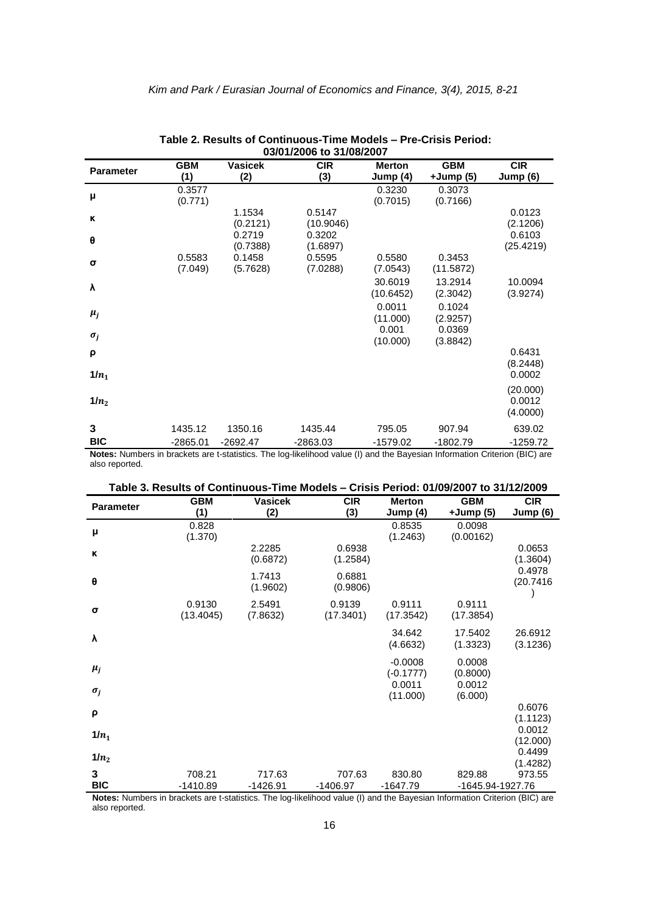**Table 2. Results of Continuous-Time Models – Pre-Crisis Period: 03/01/2006 to 31/08/2007**

| Parameter | GBM (1) | Vasicek (2) | CIR (3) | Merton Jump (4) | GBM +Jump (5) | CIR Jump (6) |
|---|---|---|---|---|---|---|
| μ | 0.3577 (0.771) | | | 0.3230 (0.7015) | 0.3073 (0.7166) | |
| κ | | 1.1534 (0.2121) | 0.5147 (10.9046) | | | 0.0123 (2.1206) |
| θ | | 0.2719 (0.7388) | 0.3202 (1.6897) | | | 0.6103 (25.4219) |
| σ | 0.5583 (7.049) | 0.1458 (5.7628) | 0.5595 (7.0288) | 0.5580 (7.0543) | 0.3453 (11.5872) | |
| λ | | | | 30.6019 (10.6452) | 13.2914 (2.3042) | 10.0094 (3.9274) |
| $\mu_j$ | | | | 0.0011 (11.000) | 0.1024 (2.9257) | |
| $\sigma_j$ | | | | 0.001 (10.000) | 0.0369 (3.8842) | |
| ρ | | | | | | 0.6431 (8.2448) |
| $1/n_1$ | | | | | | 0.0002 (20.000) |
| $1/n_2$ | | | | | | 0.0012 (4.0000) |
| 3 | 1435.12 | 1350.16 | 1435.44 | 795.05 | 907.94 | 639.02 |
| BIC | -2865.01 | -2692.47 | -2863.03 | -1579.02 | -1802.79 | -1259.72 |

**Notes:** Numbers in brackets are t-statistics. The log-likelihood value (l) and the Bayesian Information Criterion (BIC) are also reported.

**Table 3. Results of Continuous-Time Models – Crisis Period: 01/09/2007 to 31/12/2009**

| Parameter | GBM (1) | Vasicek (2) | CIR (3) | Merton Jump (4) | GBM +Jump (5) | CIR Jump (6) |
|---|---|---|---|---|---|---|
| μ | 0.828 (1.370) | | | 0.8535 (1.2463) | 0.0098 (0.00162) | |
| κ | | 2.2285 (0.6872) | 0.6938 (1.2584) | | | 0.0653 (1.3604) |
| θ | | 1.7413 (1.9602) | 0.6881 (0.9806) | | | 0.4978 (20.7416) |
| σ | 0.9130 (13.4045) | 2.5491 (7.8632) | 0.9139 (17.3401) | 0.9111 (17.3542) | 0.9111 (17.3854) | |
| λ | | | | 34.642 (4.6632) | 17.5402 (1.3323) | 26.6912 (3.1236) |
| $\mu_j$ | | | | -0.0008 (-0.1777) | 0.0008 (0.8000) | |
| $\sigma_j$ | | | | 0.0011 (11.000) | 0.0012 (6.000) | |
| ρ | | | | | | 0.6076 (1.1123) |
| $1/n_1$ | | | | | | 0.0012 (12.000) |
| $1/n_2$ | | | | | | 0.4499 (1.4282) |
| 3 | 708.21 | 717.63 | 707.63 | 830.80 | 829.88 | 973.55 |
| BIC | -1410.89 | -1426.91 | -1406.97 | -1647.79 | -1645.94 | -1927.76 |

**Notes:** Numbers in brackets are t-statistics. The log-likelihood value (l) and the Bayesian Information Criterion (BIC) are also reported.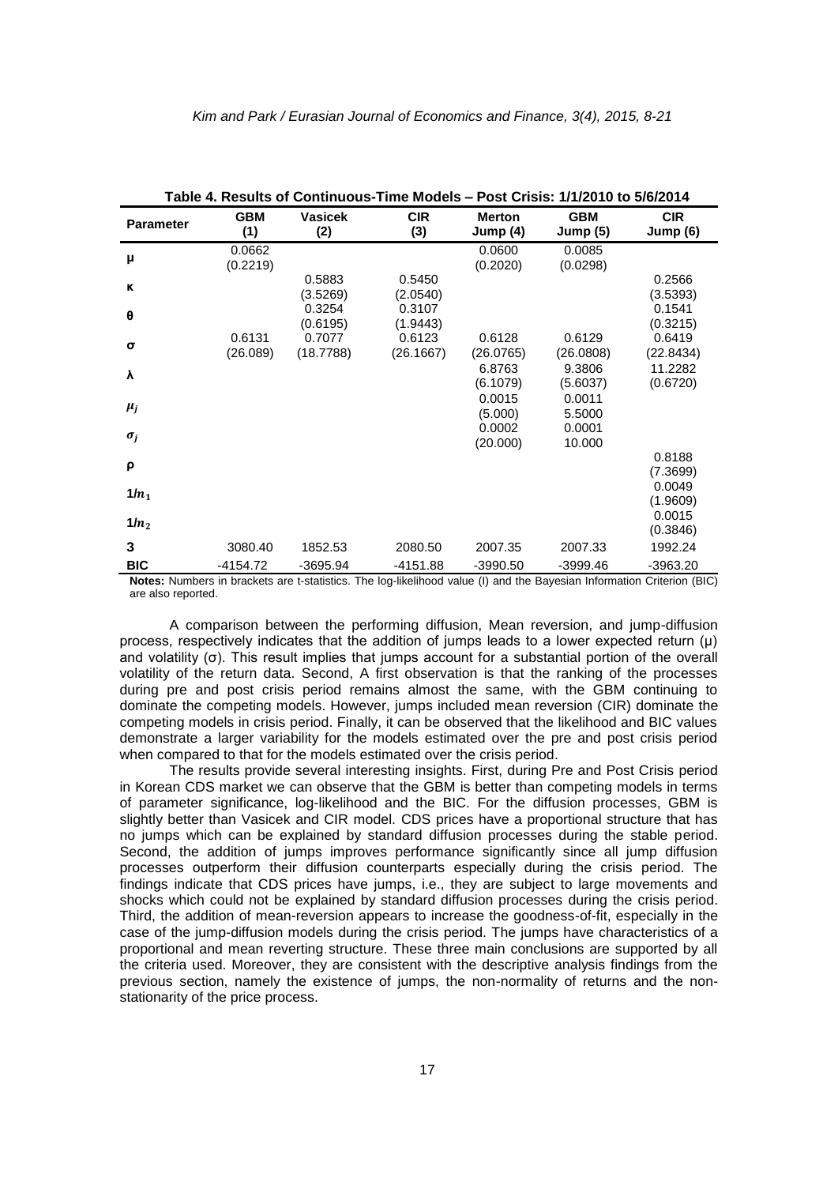**Table 4. Results of Continuous-Time Models – Post Crisis: 1/1/2010 to 5/6/2014**

| Parameter | GBM (1) | Vasicek (2) | CIR (3) | Merton Jump (4) | GBM Jump (5) | CIR Jump (6) |
|---|---|---|---|---|---|---|
| μ | 0.0662 (0.2219) | | | 0.0600 (0.2020) | 0.0085 (0.0298) | |
| κ | | 0.5883 (3.5269) | 0.5450 (2.0540) | | | 0.2566 (3.5393) |
| θ | | 0.3254 (0.6195) | 0.3107 (1.9443) | | | 0.1541 (0.3215) |
| σ | 0.6131 (26.089) | 0.7077 (18.7788) | 0.6123 (26.1667) | 0.6128 (26.0765) | 0.6129 (26.0808) | 0.6419 (22.8434) |
| λ | | | | 6.8763 (6.1079) | 9.3806 (5.6037) | 11.2282 (0.6720) |
| $\mu_j$ | | | | 0.0015 (5.000) | 0.0011 5.5000 | |
| $\sigma_j$ | | | | 0.0002 (20.000) | 0.0001 10.000 | |
| ρ | | | | | | 0.8188 (7.3699) |
| $1/n_1$ | | | | | | 0.0049 (1.9609) |
| $1/n_2$ | | | | | | 0.0015 (0.3846) |
| 3 | 3080.40 | 1852.53 | 2080.50 | 2007.35 | 2007.33 | 1992.24 |
| BIC | -4154.72 | -3695.94 | -4151.88 | -3990.50 | -3999.46 | -3963.20 |

**Notes:** Numbers in brackets are t-statistics. The log-likelihood value (l) and the Bayesian Information Criterion (BIC) are also reported.

A comparison between the performing diffusion, Mean reversion, and jump-diffusion process, respectively indicates that the addition of jumps leads to a lower expected return (μ) and volatility (σ). This result implies that jumps account for a substantial portion of the overall volatility of the return data. Second, A first observation is that the ranking of the processes during pre and post crisis period remains almost the same, with the GBM continuing to dominate the competing models. However, jumps included mean reversion (CIR) dominate the competing models in crisis period. Finally, it can be observed that the likelihood and BIC values demonstrate a larger variability for the models estimated over the pre and post crisis period when compared to that for the models estimated over the crisis period.

The results provide several interesting insights. First, during Pre and Post Crisis period in Korean CDS market we can observe that the GBM is better than competing models in terms of parameter significance, log-likelihood and the BIC. For the diffusion processes, GBM is slightly better than Vasicek and CIR model. CDS prices have a proportional structure that has no jumps which can be explained by standard diffusion processes during the stable period. Second, the addition of jumps improves performance significantly since all jump diffusion processes outperform their diffusion counterparts especially during the crisis period. The findings indicate that CDS prices have jumps, i.e., they are subject to large movements and shocks which could not be explained by standard diffusion processes during the crisis period. Third, the addition of mean-reversion appears to increase the goodness-of-fit, especially in the case of the jump-diffusion models during the crisis period. The jumps have characteristics of a proportional and mean reverting structure. These three main conclusions are supported by all the criteria used. Moreover, they are consistent with the descriptive analysis findings from the previous section, namely the existence of jumps, the non-normality of returns and the non-stationarity of the price process.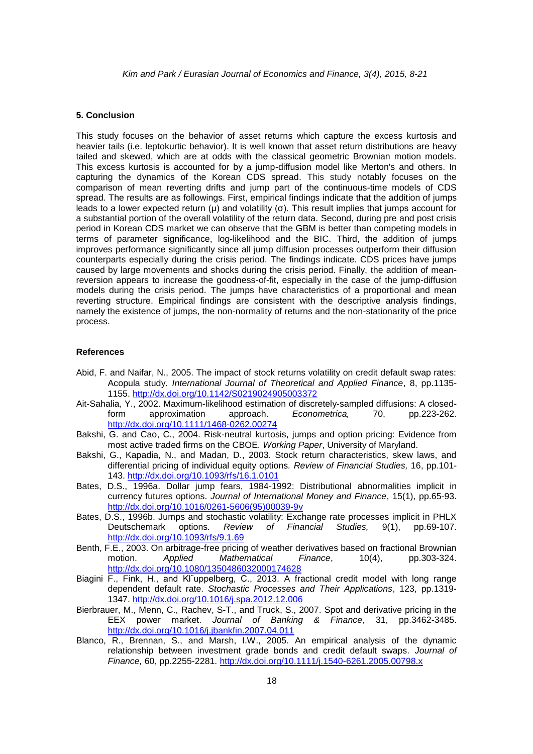## 5. Conclusion

This study focuses on the behavior of asset returns which capture the excess kurtosis and heavier tails (i.e. leptokurtic behavior). It is well known that asset return distributions are heavy tailed and skewed, which are at odds with the classical geometric Brownian motion models. This excess kurtosis is accounted for by a jump-diffusion model like Merton's and others. In capturing the dynamics of the Korean CDS spread. This study notably focuses on the comparison of mean reverting drifts and jump part of the continuous-time models of CDS spread. The results are as followings. First, empirical findings indicate that the addition of jumps leads to a lower expected return ($\mu$) and volatility ($\sigma$). This result implies that jumps account for a substantial portion of the overall volatility of the return data. Second, during pre and post crisis period in Korean CDS market we can observe that the GBM is better than competing models in terms of parameter significance, log-likelihood and the BIC. Third, the addition of jumps improves performance significantly since all jump diffusion processes outperform their diffusion counterparts especially during the crisis period. The findings indicate. CDS prices have jumps caused by large movements and shocks during the crisis period. Finally, the addition of mean-reversion appears to increase the goodness-of-fit, especially in the case of the jump-diffusion models during the crisis period. The jumps have characteristics of a proportional and mean reverting structure. Empirical findings are consistent with the descriptive analysis findings, namely the existence of jumps, the non-normality of returns and the non-stationarity of the price process.

## References

Abid, F. and Naifar, N., 2005. The impact of stock returns volatility on credit default swap rates: Acopula study. *International Journal of Theoretical and Applied Finance*, 8, pp.1135-1155. http://dx.doi.org/10.1142/S0219024905003372

Ait-Sahalia, Y., 2002. Maximum-likelihood estimation of discretely-sampled diffusions: A closed-form approximation approach. *Econometrica,* 70, pp.223-262. http://dx.doi.org/10.1111/1468-0262.00274

Bakshi, G. and Cao, C., 2004. Risk-neutral kurtosis, jumps and option pricing: Evidence from most active traded firms on the CBOE. *Working Paper*, University of Maryland.

Bakshi, G., Kapadia, N., and Madan, D., 2003. Stock return characteristics, skew laws, and differential pricing of individual equity options*. Review of Financial Studies,* 16, pp.101-143. http://dx.doi.org/10.1093/rfs/16.1.0101

Bates, D.S., 1996a. Dollar jump fears, 1984-1992: Distributional abnormalities implicit in currency futures options. *Journal of International Money and Finance*, 15(1), pp.65-93. http://dx.doi.org/10.1016/0261-5606(95)00039-9v

Bates, D.S., 1996b. Jumps and stochastic volatility: Exchange rate processes implicit in PHLX Deutschemark options*. Review of Financial Studies,* 9(1), pp.69-107. http://dx.doi.org/10.1093/rfs/9.1.69

Benth, F.E., 2003. On arbitrage-free pricing of weather derivatives based on fractional Brownian motion. *Applied Mathematical Finance*, 10(4), pp.303-324. http://dx.doi.org/10.1080/1350486032000174628

Biagini F., Fink, H., and Kl¨uppelberg, C., 2013. A fractional credit model with long range dependent default rate. *Stochastic Processes and Their Applications*, 123, pp.1319-1347. http://dx.doi.org/10.1016/j.spa.2012.12.006

Bierbrauer, M., Menn, C., Rachev, S-T., and Truck, S., 2007. Spot and derivative pricing in the EEX power market. *Journal of Banking & Finance*, 31, pp.3462-3485. http://dx.doi.org/10.1016/j.jbankfin.2007.04.011

Blanco, R., Brennan, S., and Marsh, I.W., 2005. An empirical analysis of the dynamic relationship between investment grade bonds and credit default swaps. *Journal of Finance,* 60, pp.2255-2281. http://dx.doi.org/10.1111/j.1540-6261.2005.00798.x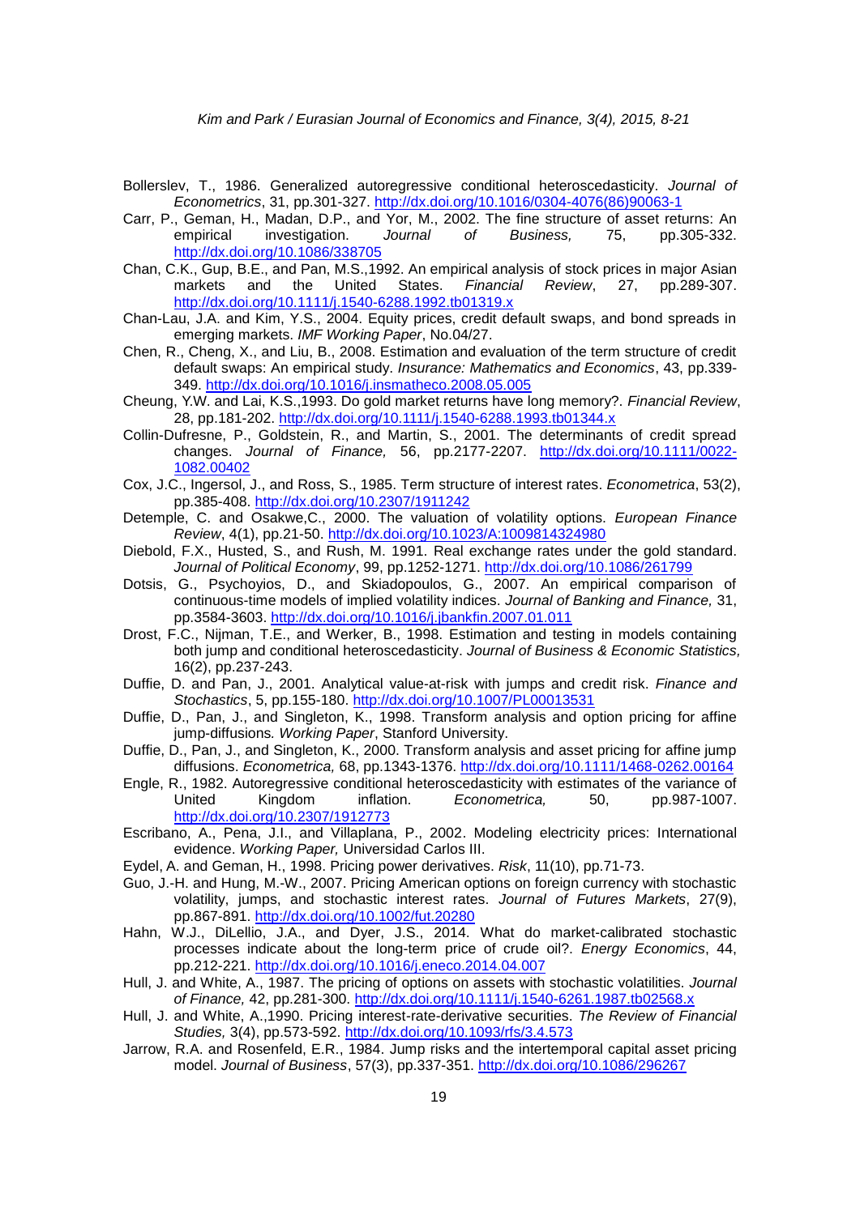Bollerslev, T., 1986. Generalized autoregressive conditional heteroscedasticity. *Journal of Econometrics*, 31, pp.301-327. http://dx.doi.org/10.1016/0304-4076(86)90063-1

Carr, P., Geman, H., Madan, D.P., and Yor, M., 2002. The fine structure of asset returns: An empirical investigation. *Journal of Business,* 75, pp.305-332. http://dx.doi.org/10.1086/338705

Chan, C.K., Gup, B.E., and Pan, M.S.,1992. An empirical analysis of stock prices in major Asian markets and the United States. *Financial Review*, 27, pp.289-307. http://dx.doi.org/10.1111/j.1540-6288.1992.tb01319.x

Chan-Lau, J.A. and Kim, Y.S., 2004. Equity prices, credit default swaps, and bond spreads in emerging markets. *IMF Working Paper*, No.04/27.

Chen, R., Cheng, X., and Liu, B., 2008. Estimation and evaluation of the term structure of credit default swaps: An empirical study. *Insurance: Mathematics and Economics*, 43, pp.339-349. http://dx.doi.org/10.1016/j.insmatheco.2008.05.005

Cheung, Y.W. and Lai, K.S.,1993. Do gold market returns have long memory?. *Financial Review*, 28, pp.181-202. http://dx.doi.org/10.1111/j.1540-6288.1993.tb01344.x

Collin-Dufresne, P., Goldstein, R., and Martin, S., 2001. The determinants of credit spread changes. *Journal of Finance,* 56, pp.2177-2207. http://dx.doi.org/10.1111/0022-1082.00402

Cox, J.C., Ingersol, J., and Ross, S., 1985. Term structure of interest rates. *Econometrica*, 53(2), pp.385-408. http://dx.doi.org/10.2307/1911242

Detemple, C. and Osakwe,C., 2000. The valuation of volatility options. *European Finance Review*, 4(1), pp.21-50. http://dx.doi.org/10.1023/A:1009814324980

Diebold, F.X., Husted, S., and Rush, M. 1991. Real exchange rates under the gold standard. *Journal of Political Economy*, 99, pp.1252-1271. http://dx.doi.org/10.1086/261799

Dotsis, G., Psychoyios, D., and Skiadopoulos, G., 2007. An empirical comparison of continuous-time models of implied volatility indices. *Journal of Banking and Finance,* 31, pp.3584-3603. http://dx.doi.org/10.1016/j.jbankfin.2007.01.011

Drost, F.C., Nijman, T.E., and Werker, B., 1998. Estimation and testing in models containing both jump and conditional heteroscedasticity. *Journal of Business & Economic Statistics,* 16(2), pp.237-243.

Duffie, D. and Pan, J., 2001. Analytical value-at-risk with jumps and credit risk. *Finance and Stochastics*, 5, pp.155-180. http://dx.doi.org/10.1007/PL00013531

Duffie, D., Pan, J., and Singleton, K., 1998. Transform analysis and option pricing for affine jump-diffusions*. Working Paper*, Stanford University.

Duffie, D., Pan, J., and Singleton, K., 2000. Transform analysis and asset pricing for affine jump diffusions. *Econometrica,* 68, pp.1343-1376. http://dx.doi.org/10.1111/1468-0262.00164

Engle, R., 1982. Autoregressive conditional heteroscedasticity with estimates of the variance of United Kingdom inflation. *Econometrica,* 50, pp.987-1007. http://dx.doi.org/10.2307/1912773

Escribano, A., Pena, J.I., and Villaplana, P., 2002. Modeling electricity prices: International evidence. *Working Paper,* Universidad Carlos III.

Eydel, A. and Geman, H., 1998. Pricing power derivatives. *Risk*, 11(10), pp.71-73.

Guo, J.-H. and Hung, M.-W., 2007. Pricing American options on foreign currency with stochastic volatility, jumps, and stochastic interest rates. *Journal of Futures Markets*, 27(9), pp.867-891. http://dx.doi.org/10.1002/fut.20280

Hahn, W.J., DiLellio, J.A., and Dyer, J.S., 2014. What do market-calibrated stochastic processes indicate about the long-term price of crude oil?. *Energy Economics*, 44, pp.212-221. http://dx.doi.org/10.1016/j.eneco.2014.04.007

Hull, J. and White, A., 1987. The pricing of options on assets with stochastic volatilities. *Journal of Finance,* 42, pp.281-300. http://dx.doi.org/10.1111/j.1540-6261.1987.tb02568.x

Hull, J. and White, A.,1990. Pricing interest-rate-derivative securities. *The Review of Financial Studies,* 3(4), pp.573-592. http://dx.doi.org/10.1093/rfs/3.4.573

Jarrow, R.A. and Rosenfeld, E.R., 1984. Jump risks and the intertemporal capital asset pricing model. *Journal of Business*, 57(3), pp.337-351. http://dx.doi.org/10.1086/296267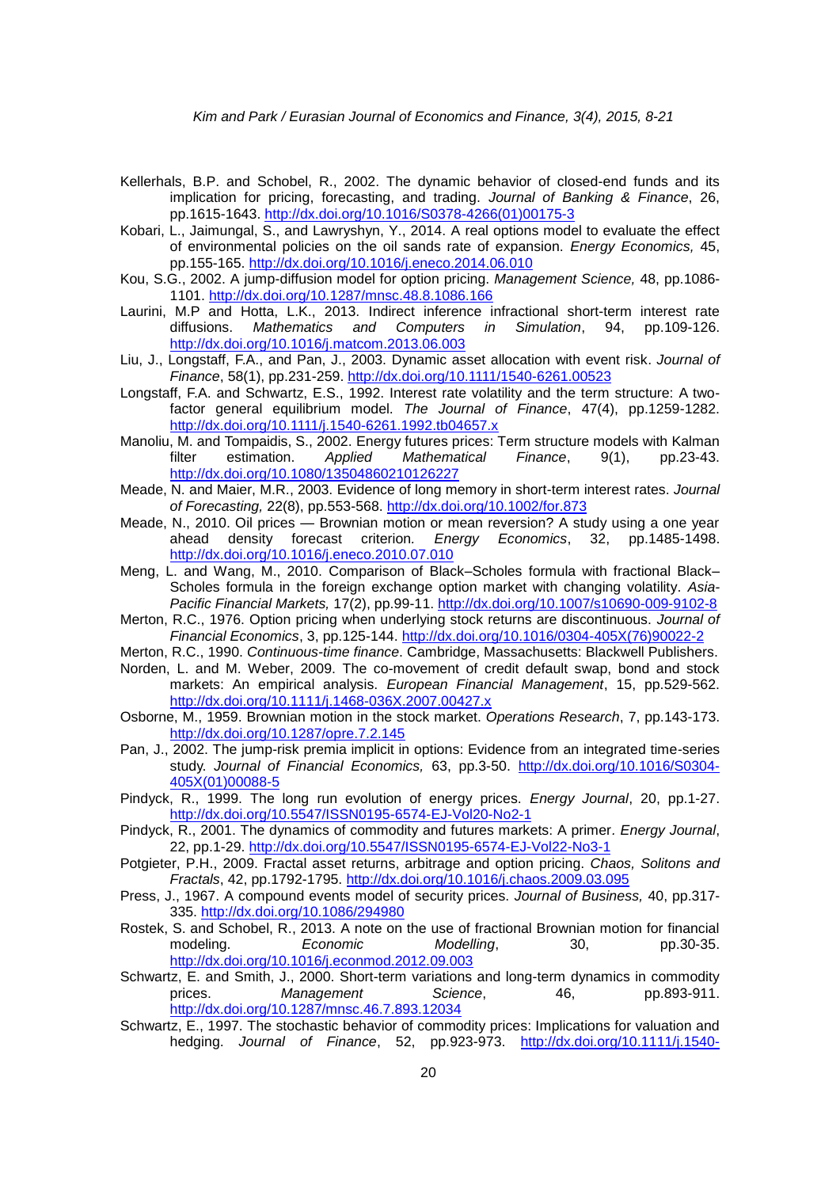Kellerhals, B.P. and Schobel, R., 2002. The dynamic behavior of closed-end funds and its implication for pricing, forecasting, and trading. *Journal of Banking & Finance*, 26, pp.1615-1643. http://dx.doi.org/10.1016/S0378-4266(01)00175-3

Kobari, L., Jaimungal, S., and Lawryshyn, Y., 2014. A real options model to evaluate the effect of environmental policies on the oil sands rate of expansion. *Energy Economics,* 45, pp.155-165. http://dx.doi.org/10.1016/j.eneco.2014.06.010

Kou, S.G., 2002. A jump-diffusion model for option pricing. *Management Science,* 48, pp.1086-1101. http://dx.doi.org/10.1287/mnsc.48.8.1086.166

Laurini, M.P and Hotta, L.K., 2013. Indirect inference infractional short-term interest rate diffusions. *Mathematics and Computers in Simulation*, 94, pp.109-126. http://dx.doi.org/10.1016/j.matcom.2013.06.003

Liu, J., Longstaff, F.A., and Pan, J., 2003. Dynamic asset allocation with event risk. *Journal of Finance*, 58(1), pp.231-259. http://dx.doi.org/10.1111/1540-6261.00523

Longstaff, F.A. and Schwartz, E.S., 1992. Interest rate volatility and the term structure: A two-factor general equilibrium model. *The Journal of Finance*, 47(4), pp.1259-1282. http://dx.doi.org/10.1111/j.1540-6261.1992.tb04657.x

Manoliu, M. and Tompaidis, S., 2002. Energy futures prices: Term structure models with Kalman filter estimation. *Applied Mathematical Finance*, 9(1), pp.23-43. http://dx.doi.org/10.1080/13504860210126227

Meade, N. and Maier, M.R., 2003. Evidence of long memory in short-term interest rates. *Journal of Forecasting,* 22(8), pp.553-568. http://dx.doi.org/10.1002/for.873

Meade, N., 2010. Oil prices — Brownian motion or mean reversion? A study using a one year ahead density forecast criterion. *Energy Economics*, 32, pp.1485-1498. http://dx.doi.org/10.1016/j.eneco.2010.07.010

Meng, L. and Wang, M., 2010. Comparison of Black–Scholes formula with fractional Black–Scholes formula in the foreign exchange option market with changing volatility. *Asia-Pacific Financial Markets,* 17(2), pp.99-11. http://dx.doi.org/10.1007/s10690-009-9102-8

Merton, R.C., 1976. Option pricing when underlying stock returns are discontinuous. *Journal of Financial Economics*, 3, pp.125-144. http://dx.doi.org/10.1016/0304-405X(76)90022-2

Merton, R.C., 1990. *Continuous-time finance*. Cambridge, Massachusetts: Blackwell Publishers.

Norden, L. and M. Weber, 2009. The co-movement of credit default swap, bond and stock markets: An empirical analysis. *European Financial Management*, 15, pp.529-562. http://dx.doi.org/10.1111/j.1468-036X.2007.00427.x

Osborne, M., 1959. Brownian motion in the stock market. *Operations Research*, 7, pp.143-173. http://dx.doi.org/10.1287/opre.7.2.145

Pan, J., 2002. The jump-risk premia implicit in options: Evidence from an integrated time-series study. *Journal of Financial Economics,* 63, pp.3-50. http://dx.doi.org/10.1016/S0304-405X(01)00088-5

Pindyck, R., 1999. The long run evolution of energy prices. *Energy Journal*, 20, pp.1-27. http://dx.doi.org/10.5547/ISSN0195-6574-EJ-Vol20-No2-1

Pindyck, R., 2001. The dynamics of commodity and futures markets: A primer. *Energy Journal*, 22, pp.1-29. http://dx.doi.org/10.5547/ISSN0195-6574-EJ-Vol22-No3-1

Potgieter, P.H., 2009. Fractal asset returns, arbitrage and option pricing. *Chaos, Solitons and Fractals*, 42, pp.1792-1795. http://dx.doi.org/10.1016/j.chaos.2009.03.095

Press, J., 1967. A compound events model of security prices. *Journal of Business,* 40, pp.317-335. http://dx.doi.org/10.1086/294980

Rostek, S. and Schobel, R., 2013. A note on the use of fractional Brownian motion for financial modeling. *Economic Modelling*, 30, pp.30-35. http://dx.doi.org/10.1016/j.econmod.2012.09.003

Schwartz, E. and Smith, J., 2000. Short-term variations and long-term dynamics in commodity prices. *Management Science*, 46, pp.893-911. http://dx.doi.org/10.1287/mnsc.46.7.893.12034

Schwartz, E., 1997. The stochastic behavior of commodity prices: Implications for valuation and hedging. *Journal of Finance*, 52, pp.923-973. http://dx.doi.org/10.1111/j.1540-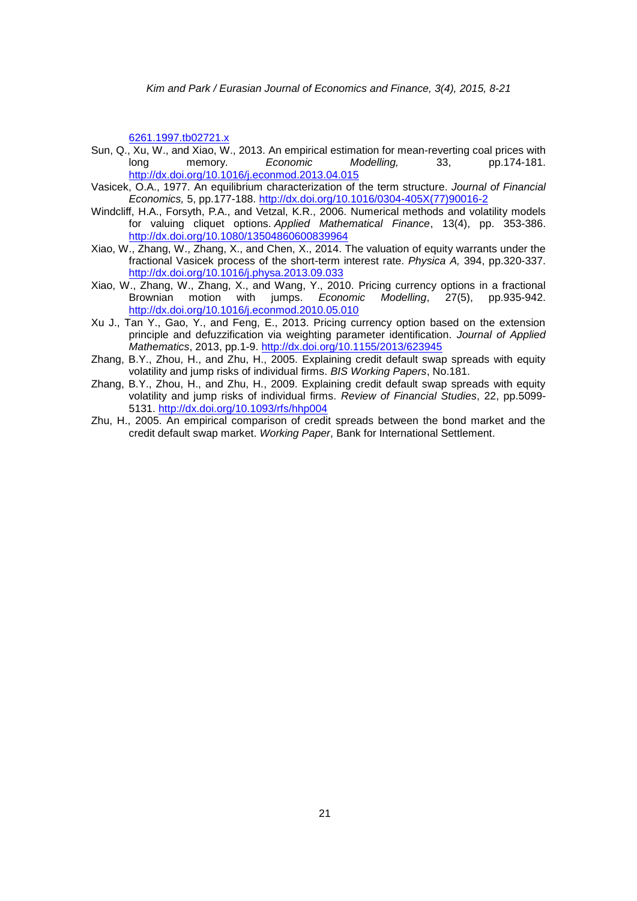6261.1997.tb02721.x

Sun, Q., Xu, W., and Xiao, W., 2013. An empirical estimation for mean-reverting coal prices with long memory. *Economic Modelling,* 33, pp.174-181. http://dx.doi.org/10.1016/j.econmod.2013.04.015

Vasicek, O.A., 1977. An equilibrium characterization of the term structure. *Journal of Financial Economics,* 5, pp.177-188. http://dx.doi.org/10.1016/0304-405X(77)90016-2

Windcliff, H.A., Forsyth, P.A., and Vetzal, K.R., 2006. Numerical methods and volatility models for valuing cliquet options. *Applied Mathematical Finance*, 13(4), pp. 353-386. http://dx.doi.org/10.1080/13504860600839964

Xiao, W., Zhang, W., Zhang, X., and Chen, X., 2014. The valuation of equity warrants under the fractional Vasicek process of the short-term interest rate. *Physica A,* 394, pp.320-337. http://dx.doi.org/10.1016/j.physa.2013.09.033

Xiao, W., Zhang, W., Zhang, X., and Wang, Y., 2010. Pricing currency options in a fractional Brownian motion with jumps. *Economic Modelling*, 27(5), pp.935-942. http://dx.doi.org/10.1016/j.econmod.2010.05.010

Xu J., Tan Y., Gao, Y., and Feng, E., 2013. Pricing currency option based on the extension principle and defuzzification via weighting parameter identification. *Journal of Applied Mathematics*, 2013, pp.1-9. http://dx.doi.org/10.1155/2013/623945

Zhang, B.Y., Zhou, H., and Zhu, H., 2005. Explaining credit default swap spreads with equity volatility and jump risks of individual firms. *BIS Working Papers*, No.181.

Zhang, B.Y., Zhou, H., and Zhu, H., 2009. Explaining credit default swap spreads with equity volatility and jump risks of individual firms. *Review of Financial Studies*, 22, pp.5099-5131. http://dx.doi.org/10.1093/rfs/hhp004

Zhu, H., 2005. An empirical comparison of credit spreads between the bond market and the credit default swap market. *Working Paper*, Bank for International Settlement.